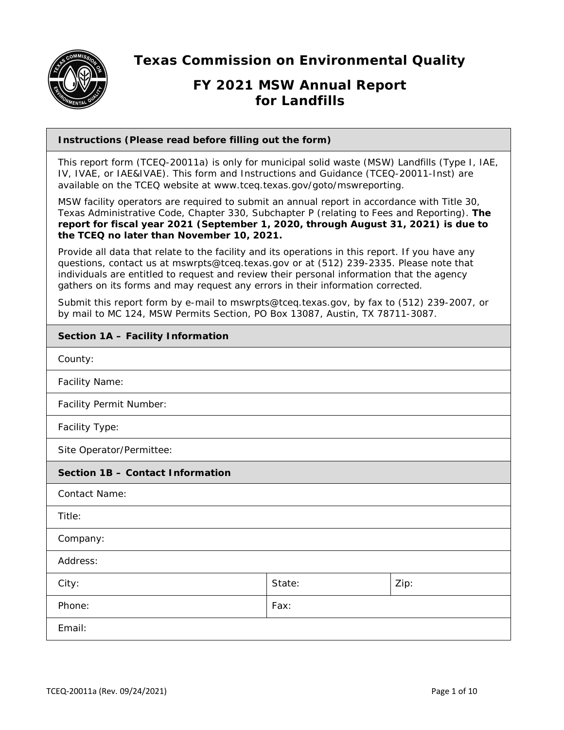# Texas Commission on Environmental Quality

## FY 2021 MSW Annual Report for Landfills

| Instructions (Please read before filling out the form) |
|---|
| This report form (TCEQ-20011a) is only for municipal solid waste (MSW) Landfills (Type I, IAE, IV, IVAE, or IAE&IVAE). This form and Instructions and Guidance (TCEQ-20011-Inst) are available on the TCEQ website at www.tceq.texas.gov/goto/mswreporting.<br><br>MSW facility operators are required to submit an annual report in accordance with Title 30, Texas Administrative Code, Chapter 330, Subchapter P (relating to Fees and Reporting). **The report for fiscal year 2021 (September 1, 2020, through August 31, 2021) is due to the TCEQ no later than November 10, 2021.**<br><br>Provide all data that relate to the facility and its operations in this report. If you have any questions, contact us at mswrpts@tceq.texas.gov or at (512) 239-2335. Please note that individuals are entitled to request and review their personal information that the agency gathers on its forms and may request any errors in their information corrected.<br><br>Submit this report form by e-mail to mswrpts@tceq.texas.gov, by fax to (512) 239-2007, or by mail to MC 124, MSW Permits Section, PO Box 13087, Austin, TX 78711-3087. |

| Section 1A – Facility Information |
|---|
| County: |
| Facility Name: |
| Facility Permit Number: |
| Facility Type: |
| Site Operator/Permittee: |

| Section 1B – Contact Information | | |
|---|---|---|
| Contact Name: | | |
| Title: | | |
| Company: | | |
| Address: | | |
| City: | State: | Zip: |
| Phone: | Fax: | |
| Email: | | |

TCEQ-20011a (Rev. 09/24/2021)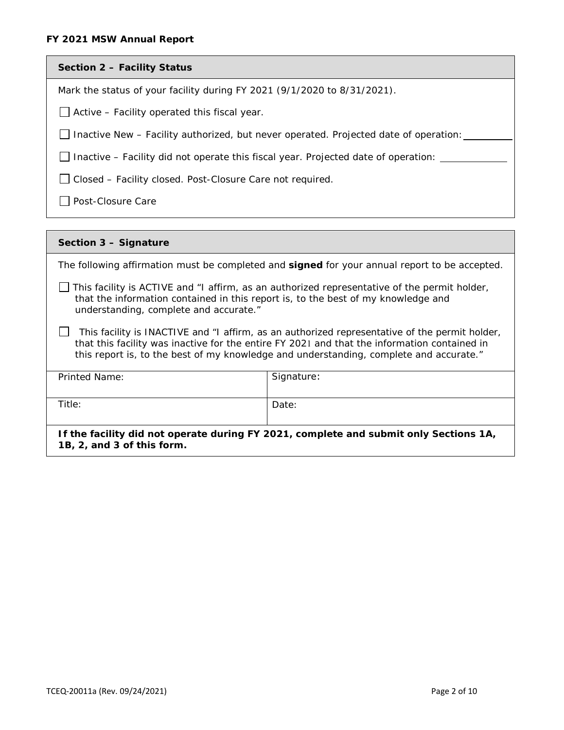## Section 2 – Facility Status

Mark the status of your facility during FY 2021 (9/1/2020 to 8/31/2021).

- ☐ Active – Facility operated this fiscal year.
- ☐ Inactive New – Facility authorized, but never operated. Projected date of operation: __________
- ☐ Inactive – Facility did not operate this fiscal year. Projected date of operation: __________
- ☐ Closed – Facility closed. Post-Closure Care not required.
- ☐ Post-Closure Care

## Section 3 – Signature

The following affirmation must be completed and **signed** for your annual report to be accepted.

- ☐ This facility is ACTIVE and "I affirm, as an authorized representative of the permit holder, that the information contained in this report is, to the best of my knowledge and understanding, complete and accurate."
- ☐ This facility is INACTIVE and "I affirm, as an authorized representative of the permit holder, that this facility was inactive for the entire FY 2021 and that the information contained in this report is, to the best of my knowledge and understanding, complete and accurate."

| | |
|---|---|
| Printed Name: | Signature: |
| Title: | Date: |

**If the facility did not operate during FY 2021, complete and submit only Sections 1A, 1B, 2, and 3 of this form.**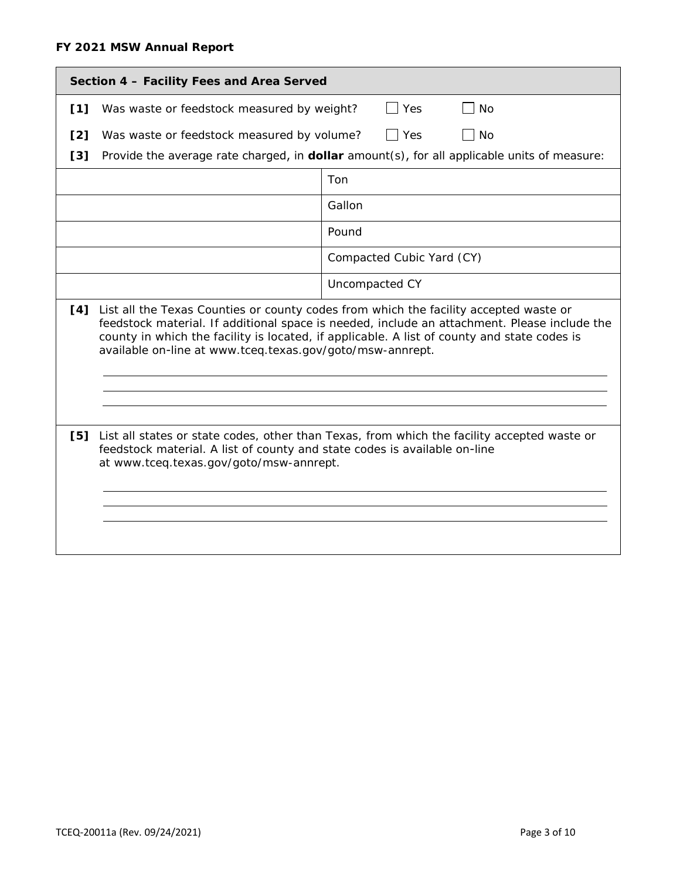**FY 2021 MSW Annual Report**

## Section 4 – Facility Fees and Area Served

**[1]** Was waste or feedstock measured by weight? ☐ Yes ☐ No

**[2]** Was waste or feedstock measured by volume? ☐ Yes ☐ No

**[3]** Provide the average rate charged, in **dollar** amount(s), for all applicable units of measure:

| | |
|---|---|
| | Ton |
| | Gallon |
| | Pound |
| | Compacted Cubic Yard (CY) |
| | Uncompacted CY |

**[4]** List all the Texas Counties or county codes from which the facility accepted waste or feedstock material. If additional space is needed, include an attachment. Please include the county in which the facility is located, if applicable. A list of county and state codes is available on-line at www.tceq.texas.gov/goto/msw-annrept.

______________________________________________

______________________________________________

______________________________________________

**[5]** List all states or state codes, other than Texas, from which the facility accepted waste or feedstock material. A list of county and state codes is available on-line at www.tceq.texas.gov/goto/msw-annrept.

______________________________________________

______________________________________________

______________________________________________

TCEQ-20011a (Rev. 09/24/2021)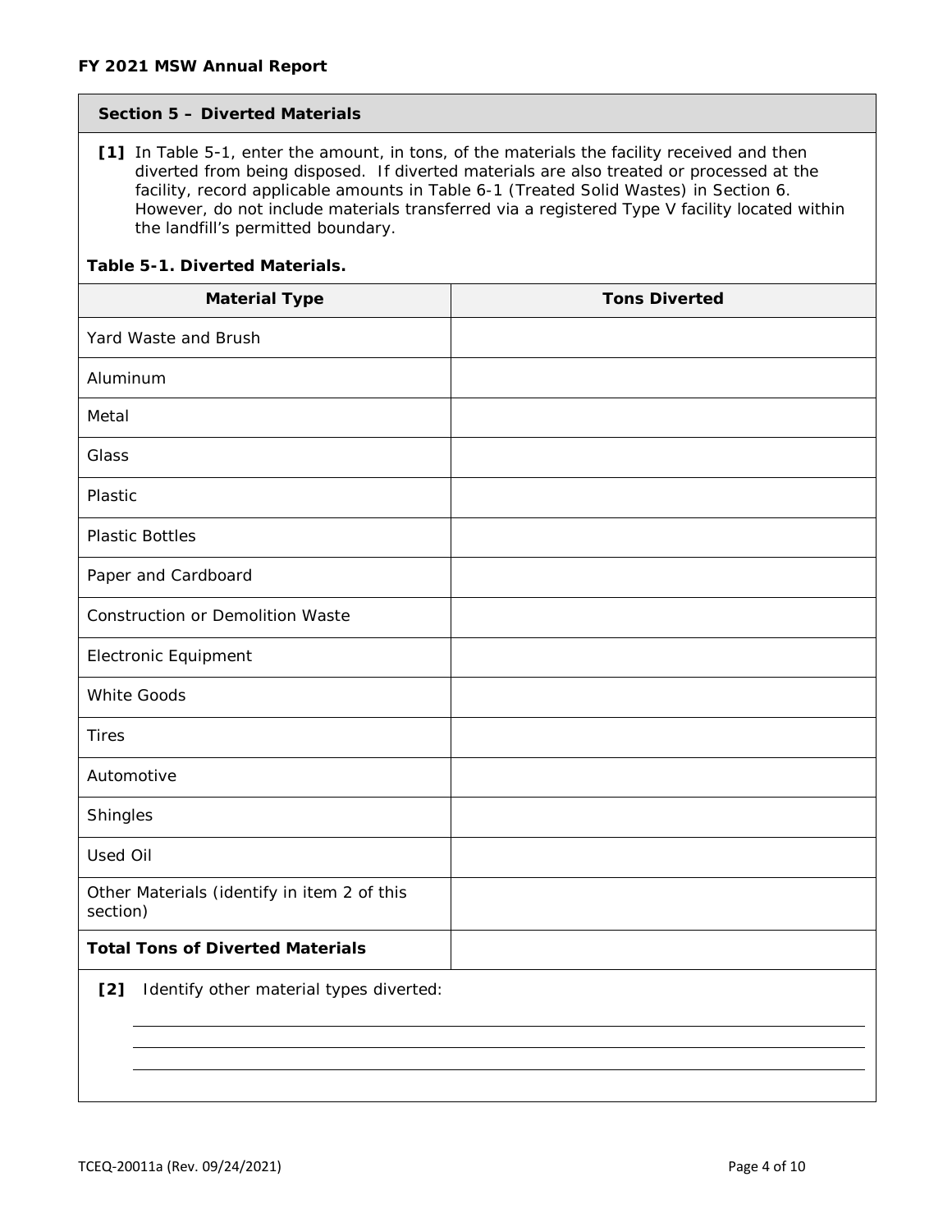## Section 5 – Diverted Materials

**[1]** In Table 5-1, enter the amount, in tons, of the materials the facility received and then diverted from being disposed. If diverted materials are also treated or processed at the facility, record applicable amounts in Table 6-1 (Treated Solid Wastes) in Section 6. However, do not include materials transferred via a registered Type V facility located within the landfill's permitted boundary.

**Table 5-1. Diverted Materials.**

| Material Type | Tons Diverted |
|---|---|
| Yard Waste and Brush | |
| Aluminum | |
| Metal | |
| Glass | |
| Plastic | |
| Plastic Bottles | |
| Paper and Cardboard | |
| Construction or Demolition Waste | |
| Electronic Equipment | |
| White Goods | |
| Tires | |
| Automotive | |
| Shingles | |
| Used Oil | |
| Other Materials (identify in item 2 of this section) | |
| **Total Tons of Diverted Materials** | |

**[2]** Identify other material types diverted:

\_\_\_\_\_\_\_\_\_\_\_\_\_\_\_\_\_\_\_\_\_\_\_\_\_\_\_\_\_\_\_\_\_\_\_\_\_\_\_\_

\_\_\_\_\_\_\_\_\_\_\_\_\_\_\_\_\_\_\_\_\_\_\_\_\_\_\_\_\_\_\_\_\_\_\_\_\_\_\_\_

\_\_\_\_\_\_\_\_\_\_\_\_\_\_\_\_\_\_\_\_\_\_\_\_\_\_\_\_\_\_\_\_\_\_\_\_\_\_\_\_

TCEQ-20011a (Rev. 09/24/2021)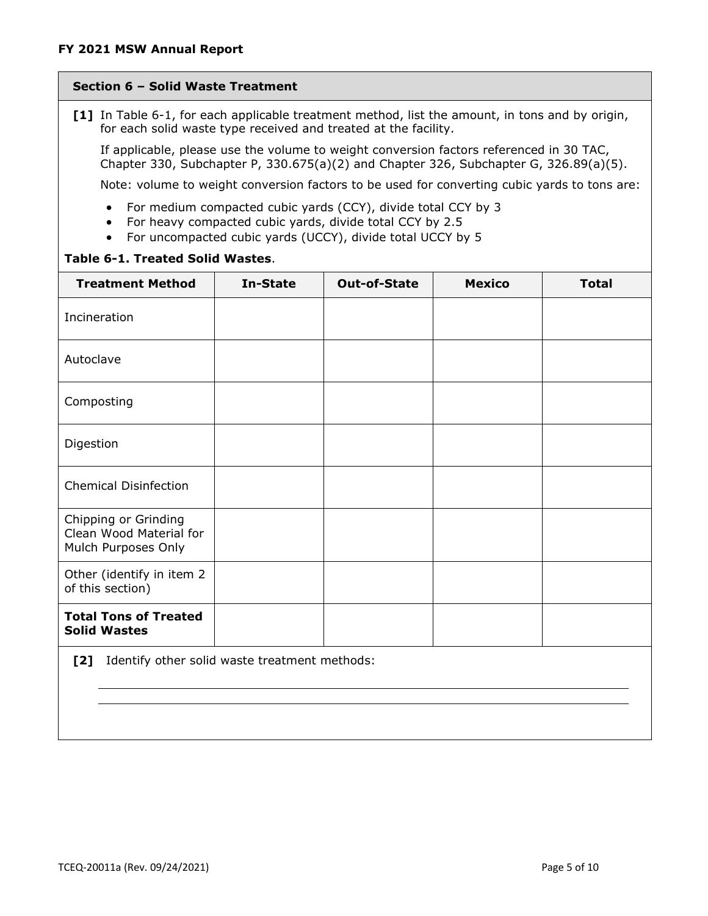## Section 6 – Solid Waste Treatment

**[1]** In Table 6-1, for each applicable treatment method, list the amount, in tons and by origin, for each solid waste type received and treated at the facility.

If applicable, please use the volume to weight conversion factors referenced in 30 TAC, Chapter 330, Subchapter P, 330.675(a)(2) and Chapter 326, Subchapter G, 326.89(a)(5).

Note: volume to weight conversion factors to be used for converting cubic yards to tons are:

- For medium compacted cubic yards (CCY), divide total CCY by 3
- For heavy compacted cubic yards, divide total CCY by 2.5
- For uncompacted cubic yards (UCCY), divide total UCCY by 5

**Table 6-1. Treated Solid Wastes**.

| Treatment Method | In-State | Out-of-State | Mexico | Total |
|---|---|---|---|---|
| Incineration | | | | |
| Autoclave | | | | |
| Composting | | | | |
| Digestion | | | | |
| Chemical Disinfection | | | | |
| Chipping or Grinding Clean Wood Material for Mulch Purposes Only | | | | |
| Other (identify in item 2 of this section) | | | | |
| **Total Tons of Treated Solid Wastes** | | | | |

**[2]** Identify other solid waste treatment methods:

\_\_\_\_\_\_\_\_\_\_\_\_\_\_\_\_\_\_\_\_\_\_\_\_\_\_\_\_\_\_\_\_\_\_\_\_\_\_\_\_\_\_\_\_\_\_\_\_\_\_\_\_\_\_\_\_\_\_\_\_

\_\_\_\_\_\_\_\_\_\_\_\_\_\_\_\_\_\_\_\_\_\_\_\_\_\_\_\_\_\_\_\_\_\_\_\_\_\_\_\_\_\_\_\_\_\_\_\_\_\_\_\_\_\_\_\_\_\_\_\_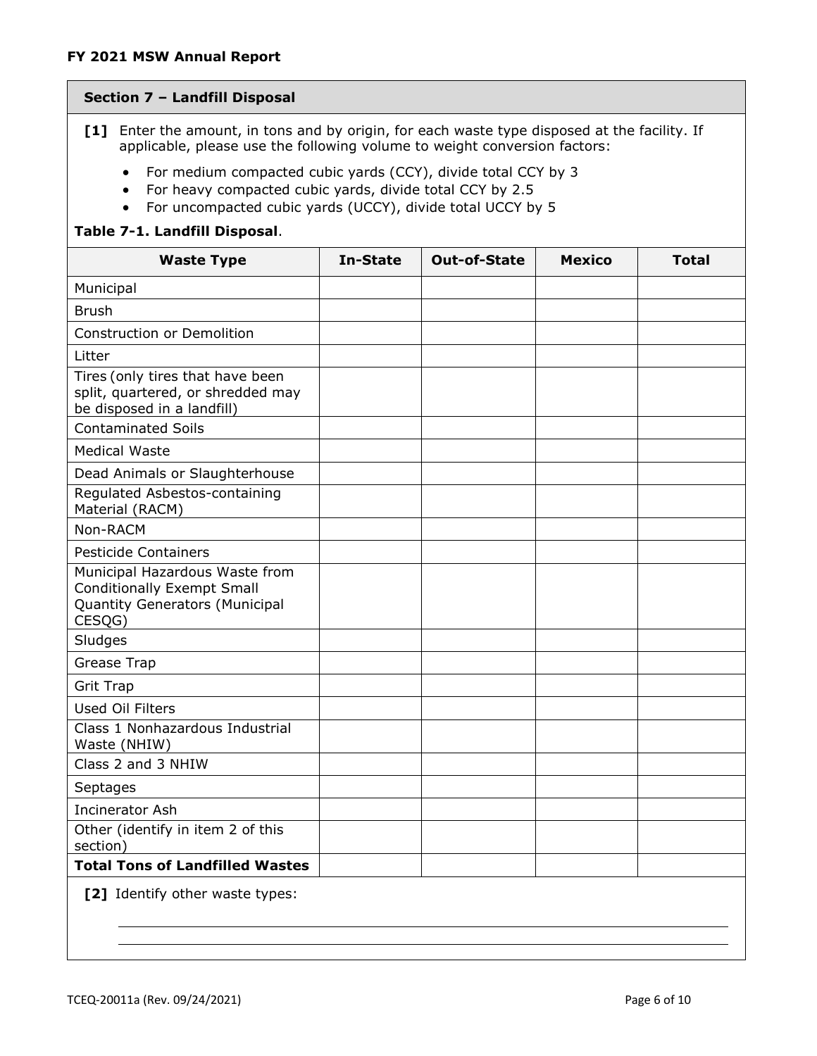## Section 7 – Landfill Disposal

**[1]** Enter the amount, in tons and by origin, for each waste type disposed at the facility. If applicable, please use the following volume to weight conversion factors:

- For medium compacted cubic yards (CCY), divide total CCY by 3
- For heavy compacted cubic yards, divide total CCY by 2.5
- For uncompacted cubic yards (UCCY), divide total UCCY by 5

**Table 7-1. Landfill Disposal**.

| Waste Type | In-State | Out-of-State | Mexico | Total |
|---|---|---|---|---|
| Municipal | | | | |
| Brush | | | | |
| Construction or Demolition | | | | |
| Litter | | | | |
| Tires (only tires that have been split, quartered, or shredded may be disposed in a landfill) | | | | |
| Contaminated Soils | | | | |
| Medical Waste | | | | |
| Dead Animals or Slaughterhouse | | | | |
| Regulated Asbestos-containing Material (RACM) | | | | |
| Non-RACM | | | | |
| Pesticide Containers | | | | |
| Municipal Hazardous Waste from Conditionally Exempt Small Quantity Generators (Municipal CESQG) | | | | |
| Sludges | | | | |
| Grease Trap | | | | |
| Grit Trap | | | | |
| Used Oil Filters | | | | |
| Class 1 Nonhazardous Industrial Waste (NHIW) | | | | |
| Class 2 and 3 NHIW | | | | |
| Septages | | | | |
| Incinerator Ash | | | | |
| Other (identify in item 2 of this section) | | | | |
| **Total Tons of Landfilled Wastes** | | | | |

**[2]** Identify other waste types:

\_\_\_\_\_\_\_\_\_\_\_\_\_\_\_\_\_\_\_\_\_\_\_\_\_\_\_\_\_\_\_\_\_\_\_\_\_\_\_\_\_\_\_\_\_\_\_\_\_\_\_\_\_\_\_\_\_\_\_\_

\_\_\_\_\_\_\_\_\_\_\_\_\_\_\_\_\_\_\_\_\_\_\_\_\_\_\_\_\_\_\_\_\_\_\_\_\_\_\_\_\_\_\_\_\_\_\_\_\_\_\_\_\_\_\_\_\_\_\_\_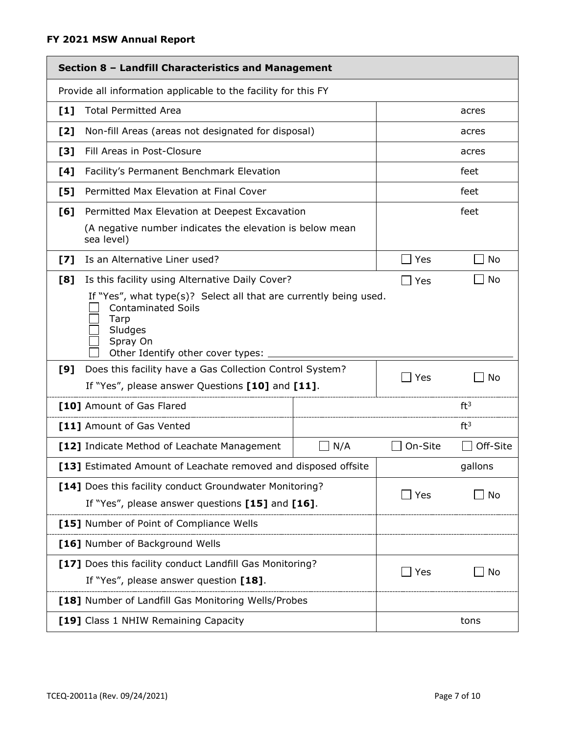**FY 2021 MSW Annual Report**

| **Section 8 – Landfill Characteristics and Management** | | | |
|---|---|---|---|
| Provide all information applicable to the facility for this FY | | | |
| **[1]** Total Permitted Area | | | acres |
| **[2]** Non-fill Areas (areas not designated for disposal) | | | acres |
| **[3]** Fill Areas in Post-Closure | | | acres |
| **[4]** Facility's Permanent Benchmark Elevation | | | feet |
| **[5]** Permitted Max Elevation at Final Cover | | | feet |
| **[6]** Permitted Max Elevation at Deepest Excavation (A negative number indicates the elevation is below mean sea level) | | | feet |
| **[7]** Is an Alternative Liner used? | | ☐ Yes | ☐ No |
| **[8]** Is this facility using Alternative Daily Cover? If "Yes", what type(s)? Select all that are currently being used. ☐ Contaminated Soils ☐ Tarp ☐ Sludges ☐ Spray On ☐ Other Identify other cover types: ______ | | ☐ Yes | ☐ No |
| **[9]** Does this facility have a Gas Collection Control System? If "Yes", please answer Questions **[10]** and **[11]**. | | ☐ Yes | ☐ No |
| **[10]** Amount of Gas Flared | | | $ft^3$ |
| **[11]** Amount of Gas Vented | | | $ft^3$ |
| **[12]** Indicate Method of Leachate Management | ☐ N/A | ☐ On-Site | ☐ Off-Site |
| **[13]** Estimated Amount of Leachate removed and disposed offsite | | | gallons |
| **[14]** Does this facility conduct Groundwater Monitoring? If "Yes", please answer questions **[15]** and **[16]**. | | ☐ Yes | ☐ No |
| **[15]** Number of Point of Compliance Wells | | | |
| **[16]** Number of Background Wells | | | |
| **[17]** Does this facility conduct Landfill Gas Monitoring? If "Yes", please answer question **[18]**. | | ☐ Yes | ☐ No |
| **[18]** Number of Landfill Gas Monitoring Wells/Probes | | | |
| **[19]** Class 1 NHIW Remaining Capacity | | | tons |

TCEQ-20011a (Rev. 09/24/2021)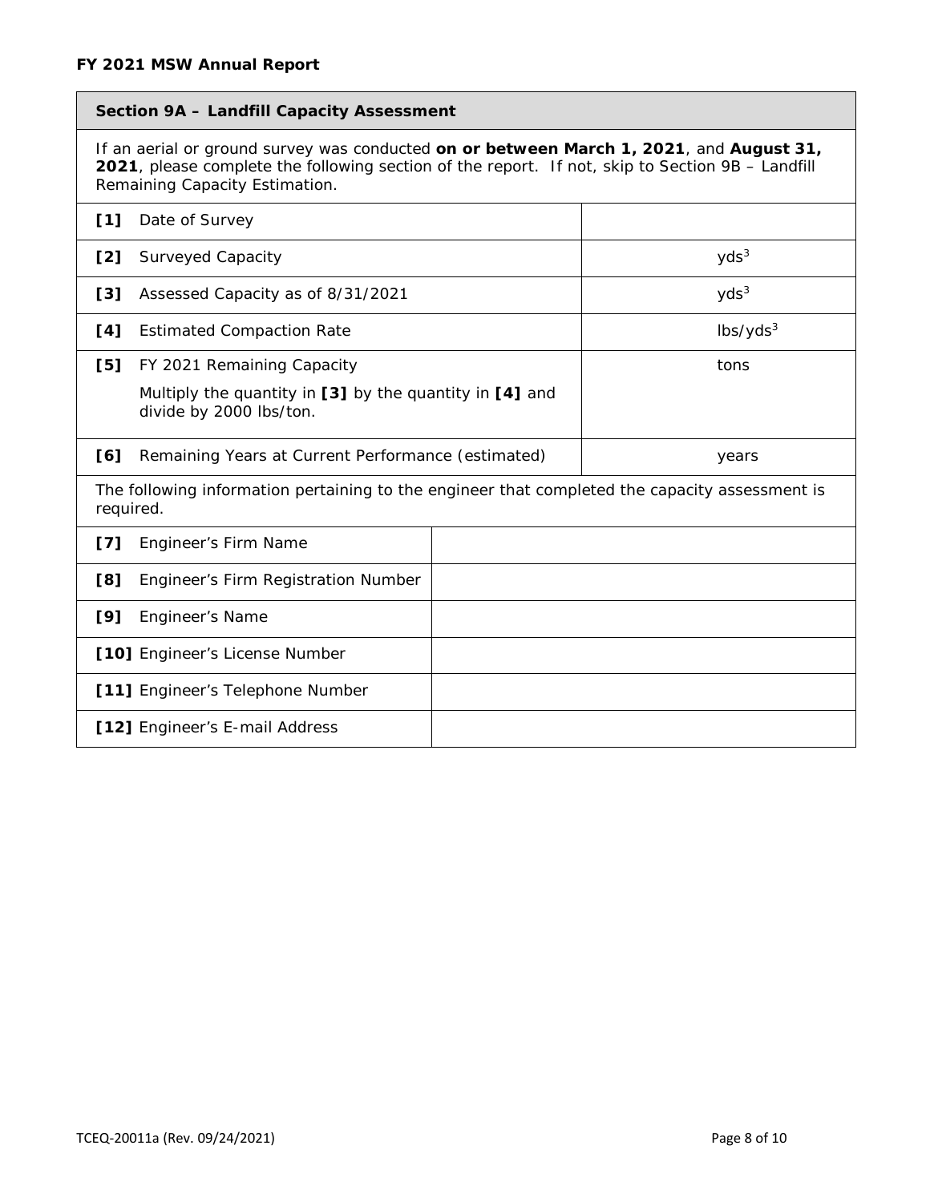## Section 9A – Landfill Capacity Assessment

If an aerial or ground survey was conducted **on or between March 1, 2021**, and **August 31, 2021**, please complete the following section of the report. If not, skip to Section 9B – Landfill Remaining Capacity Estimation.

| | |
|---|---|
| **[1]** Date of Survey | |
| **[2]** Surveyed Capacity | $yds^3$ |
| **[3]** Assessed Capacity as of 8/31/2021 | $yds^3$ |
| **[4]** Estimated Compaction Rate | $lbs/yds^3$ |
| **[5]** FY 2021 Remaining Capacity<br>Multiply the quantity in **[3]** by the quantity in **[4]** and divide by 2000 lbs/ton. | tons |
| **[6]** Remaining Years at Current Performance (estimated) | years |

The following information pertaining to the engineer that completed the capacity assessment is required.

| | |
|---|---|
| **[7]** Engineer's Firm Name | |
| **[8]** Engineer's Firm Registration Number | |
| **[9]** Engineer's Name | |
| **[10]** Engineer's License Number | |
| **[11]** Engineer's Telephone Number | |
| **[12]** Engineer's E-mail Address | |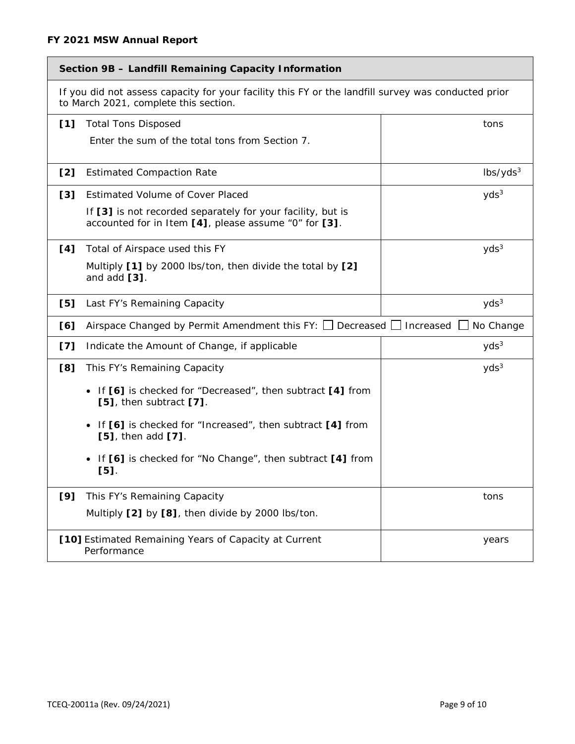**FY 2021 MSW Annual Report**

## Section 9B – Landfill Remaining Capacity Information

If you did not assess capacity for your facility this FY or the landfill survey was conducted prior to March 2021, complete this section.

| | | |
|---|---|---|
| [1] | Total Tons Disposed<br>Enter the sum of the total tons from Section 7. | tons |
| [2] | Estimated Compaction Rate | $lbs/yds^3$ |
| [3] | Estimated Volume of Cover Placed<br>If [3] is not recorded separately for your facility, but is accounted for in Item [4], please assume "0" for [3]. | $yds^3$ |
| [4] | Total of Airspace used this FY<br>Multiply [1] by 2000 lbs/ton, then divide the total by [2] and add [3]. | $yds^3$ |
| [5] | Last FY's Remaining Capacity | $yds^3$ |
| [6] | Airspace Changed by Permit Amendment this FY: ☐ Decreased ☐ Increased ☐ No Change | |
| [7] | Indicate the Amount of Change, if applicable | $yds^3$ |
| [8] | This FY's Remaining Capacity<br>• If [6] is checked for "Decreased", then subtract [4] from [5], then subtract [7].<br>• If [6] is checked for "Increased", then subtract [4] from [5], then add [7].<br>• If [6] is checked for "No Change", then subtract [4] from [5]. | $yds^3$ |
| [9] | This FY's Remaining Capacity<br>Multiply [2] by [8], then divide by 2000 lbs/ton. | tons |
| [10] | Estimated Remaining Years of Capacity at Current Performance | years |

TCEQ-20011a (Rev. 09/24/2021)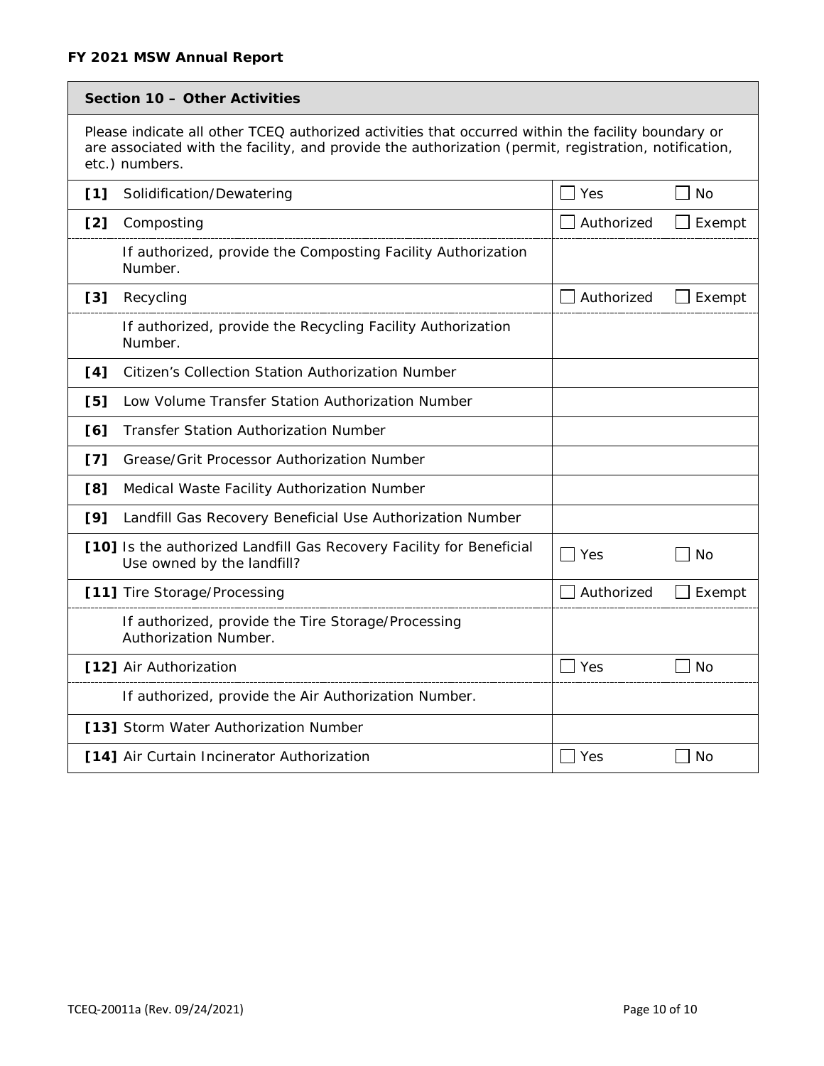**FY 2021 MSW Annual Report**

| **Section 10 – Other Activities** | | |
|---|---|---|
| Please indicate all other TCEQ authorized activities that occurred within the facility boundary or are associated with the facility, and provide the authorization (permit, registration, notification, etc.) numbers. | | |
| **[1]** Solidification/Dewatering | ☐ Yes | ☐ No |
| **[2]** Composting | ☐ Authorized | ☐ Exempt |
| If authorized, provide the Composting Facility Authorization Number. | | |
| **[3]** Recycling | ☐ Authorized | ☐ Exempt |
| If authorized, provide the Recycling Facility Authorization Number. | | |
| **[4]** Citizen's Collection Station Authorization Number | | |
| **[5]** Low Volume Transfer Station Authorization Number | | |
| **[6]** Transfer Station Authorization Number | | |
| **[7]** Grease/Grit Processor Authorization Number | | |
| **[8]** Medical Waste Facility Authorization Number | | |
| **[9]** Landfill Gas Recovery Beneficial Use Authorization Number | | |
| **[10]** Is the authorized Landfill Gas Recovery Facility for Beneficial Use owned by the landfill? | ☐ Yes | ☐ No |
| **[11]** Tire Storage/Processing | ☐ Authorized | ☐ Exempt |
| If authorized, provide the Tire Storage/Processing Authorization Number. | | |
| **[12]** Air Authorization | ☐ Yes | ☐ No |
| If authorized, provide the Air Authorization Number. | | |
| **[13]** Storm Water Authorization Number | | |
| **[14]** Air Curtain Incinerator Authorization | ☐ Yes | ☐ No |

TCEQ-20011a (Rev. 09/24/2021)